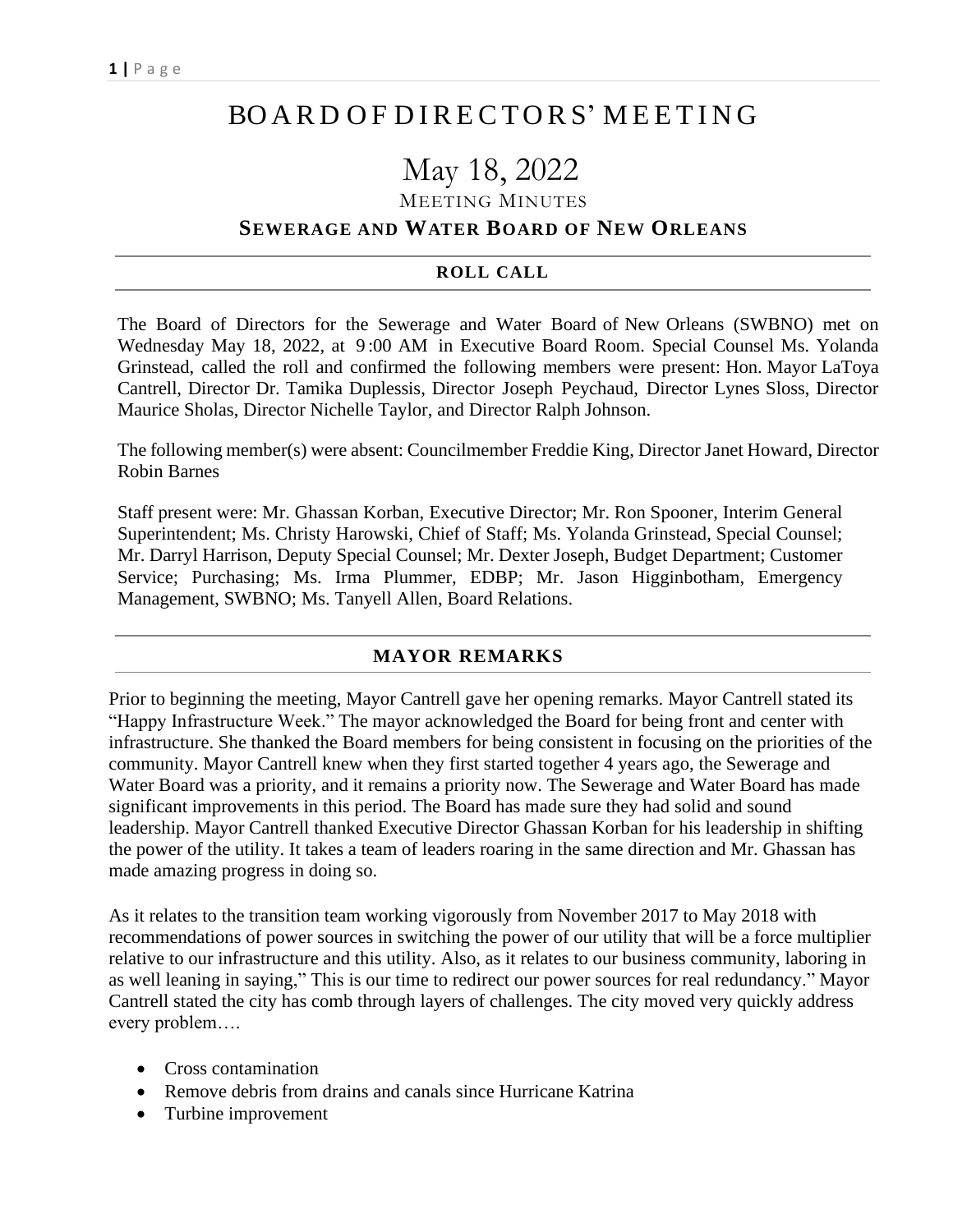# BOARD OF DIRECTORS' MEETING

## May 18, 2022

MEETING MINUTES

### SEWERAGE AND WATER BOARD OF NEW ORLEANS

## ROLL CALL

The Board of Directors for the Sewerage and Water Board of New Orleans (SWBNO) met on Wednesday May 18, 2022, at 9:00 AM in Executive Board Room. Special Counsel Ms. Yolanda Grinstead, called the roll and confirmed the following members were present: Hon. Mayor LaToya Cantrell, Director Dr. Tamika Duplessis, Director Joseph Peychaud, Director Lynes Sloss, Director Maurice Sholas, Director Nichelle Taylor, and Director Ralph Johnson.

The following member(s) were absent: Councilmember Freddie King, Director Janet Howard, Director Robin Barnes

Staff present were: Mr. Ghassan Korban, Executive Director; Mr. Ron Spooner, Interim General Superintendent; Ms. Christy Harowski, Chief of Staff; Ms. Yolanda Grinstead, Special Counsel; Mr. Darryl Harrison, Deputy Special Counsel; Mr. Dexter Joseph, Budget Department; Customer Service; Purchasing; Ms. Irma Plummer, EDBP; Mr. Jason Higginbotham, Emergency Management, SWBNO; Ms. Tanyell Allen, Board Relations.

## MAYOR REMARKS

Prior to beginning the meeting, Mayor Cantrell gave her opening remarks. Mayor Cantrell stated its "Happy Infrastructure Week." The mayor acknowledged the Board for being front and center with infrastructure. She thanked the Board members for being consistent in focusing on the priorities of the community. Mayor Cantrell knew when they first started together 4 years ago, the Sewerage and Water Board was a priority, and it remains a priority now. The Sewerage and Water Board has made significant improvements in this period. The Board has made sure they had solid and sound leadership. Mayor Cantrell thanked Executive Director Ghassan Korban for his leadership in shifting the power of the utility. It takes a team of leaders roaring in the same direction and Mr. Ghassan has made amazing progress in doing so.

As it relates to the transition team working vigorously from November 2017 to May 2018 with recommendations of power sources in switching the power of our utility that will be a force multiplier relative to our infrastructure and this utility. Also, as it relates to our business community, laboring in as well leaning in saying," This is our time to redirect our power sources for real redundancy." Mayor Cantrell stated the city has comb through layers of challenges. The city moved very quickly address every problem….

- Cross contamination
- Remove debris from drains and canals since Hurricane Katrina
- Turbine improvement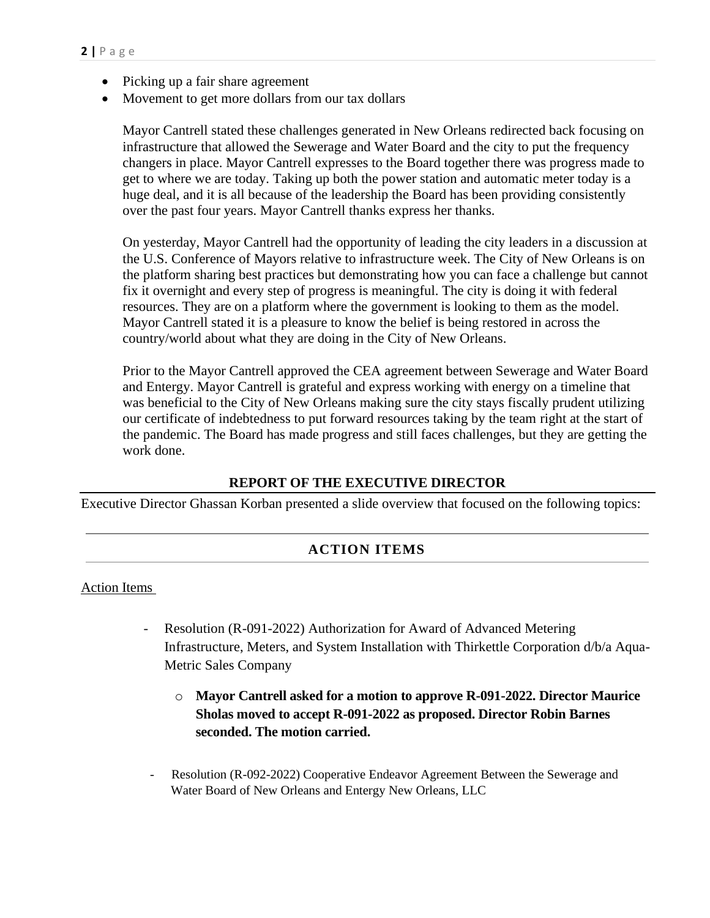- Picking up a fair share agreement
- Movement to get more dollars from our tax dollars

  Mayor Cantrell stated these challenges generated in New Orleans redirected back focusing on infrastructure that allowed the Sewerage and Water Board and the city to put the frequency changers in place. Mayor Cantrell expresses to the Board together there was progress made to get to where we are today. Taking up both the power station and automatic meter today is a huge deal, and it is all because of the leadership the Board has been providing consistently over the past four years. Mayor Cantrell thanks express her thanks.

  On yesterday, Mayor Cantrell had the opportunity of leading the city leaders in a discussion at the U.S. Conference of Mayors relative to infrastructure week. The City of New Orleans is on the platform sharing best practices but demonstrating how you can face a challenge but cannot fix it overnight and every step of progress is meaningful. The city is doing it with federal resources. They are on a platform where the government is looking to them as the model. Mayor Cantrell stated it is a pleasure to know the belief is being restored in across the country/world about what they are doing in the City of New Orleans.

  Prior to the Mayor Cantrell approved the CEA agreement between Sewerage and Water Board and Entergy. Mayor Cantrell is grateful and express working with energy on a timeline that was beneficial to the City of New Orleans making sure the city stays fiscally prudent utilizing our certificate of indebtedness to put forward resources taking by the team right at the start of the pandemic. The Board has made progress and still faces challenges, but they are getting the work done.

## REPORT OF THE EXECUTIVE DIRECTOR

Executive Director Ghassan Korban presented a slide overview that focused on the following topics:

## ACTION ITEMS

Action Items

- Resolution (R-091-2022) Authorization for Award of Advanced Metering Infrastructure, Meters, and System Installation with Thirkettle Corporation d/b/a Aqua-Metric Sales Company
  - **Mayor Cantrell asked for a motion to approve R-091-2022. Director Maurice Sholas moved to accept R-091-2022 as proposed. Director Robin Barnes seconded. The motion carried.**

- Resolution (R-092-2022) Cooperative Endeavor Agreement Between the Sewerage and Water Board of New Orleans and Entergy New Orleans, LLC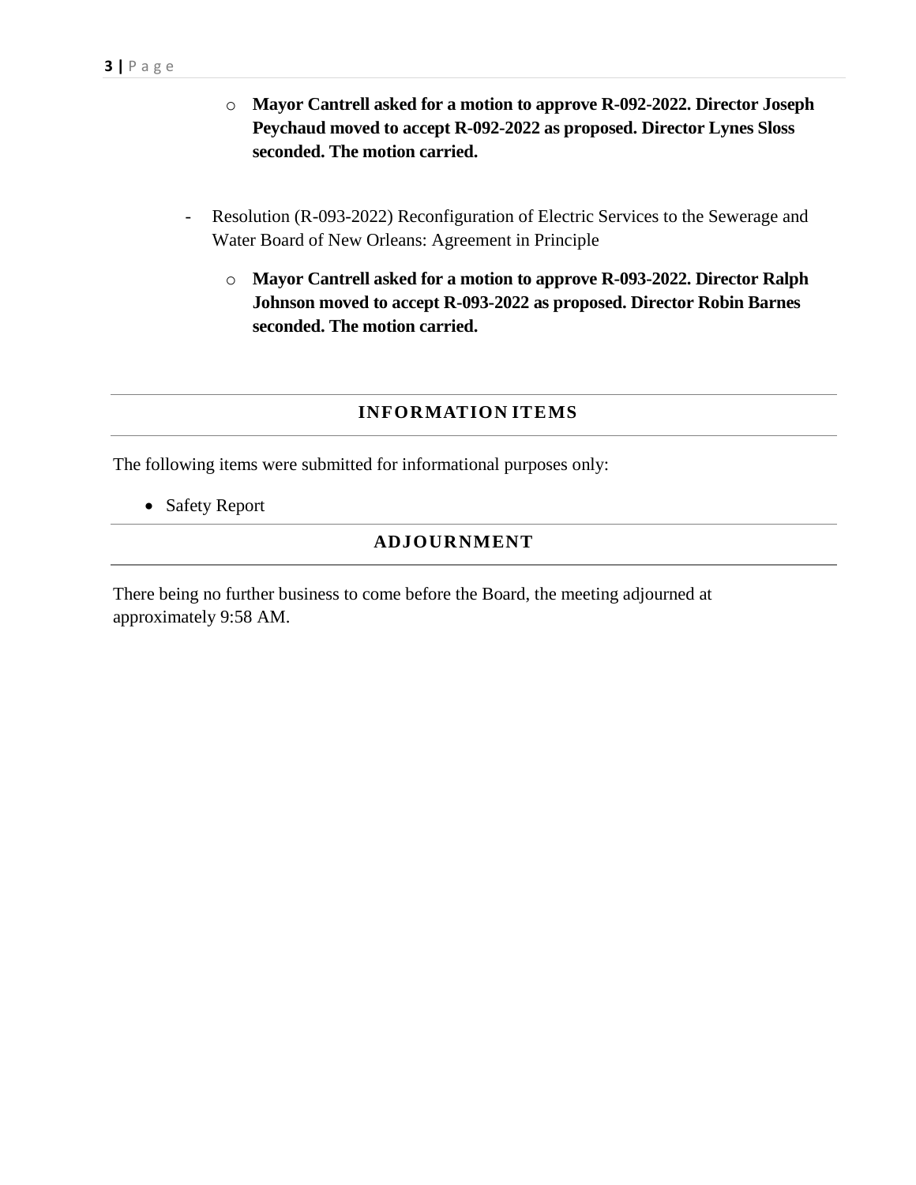- **Mayor Cantrell asked for a motion to approve R-092-2022. Director Joseph Peychaud moved to accept R-092-2022 as proposed. Director Lynes Sloss seconded. The motion carried.**

- Resolution (R-093-2022) Reconfiguration of Electric Services to the Sewerage and Water Board of New Orleans: Agreement in Principle
  - **Mayor Cantrell asked for a motion to approve R-093-2022. Director Ralph Johnson moved to accept R-093-2022 as proposed. Director Robin Barnes seconded. The motion carried.**

## INFORMATION ITEMS

The following items were submitted for informational purposes only:

- Safety Report

## ADJOURNMENT

There being no further business to come before the Board, the meeting adjourned at approximately 9:58 AM.